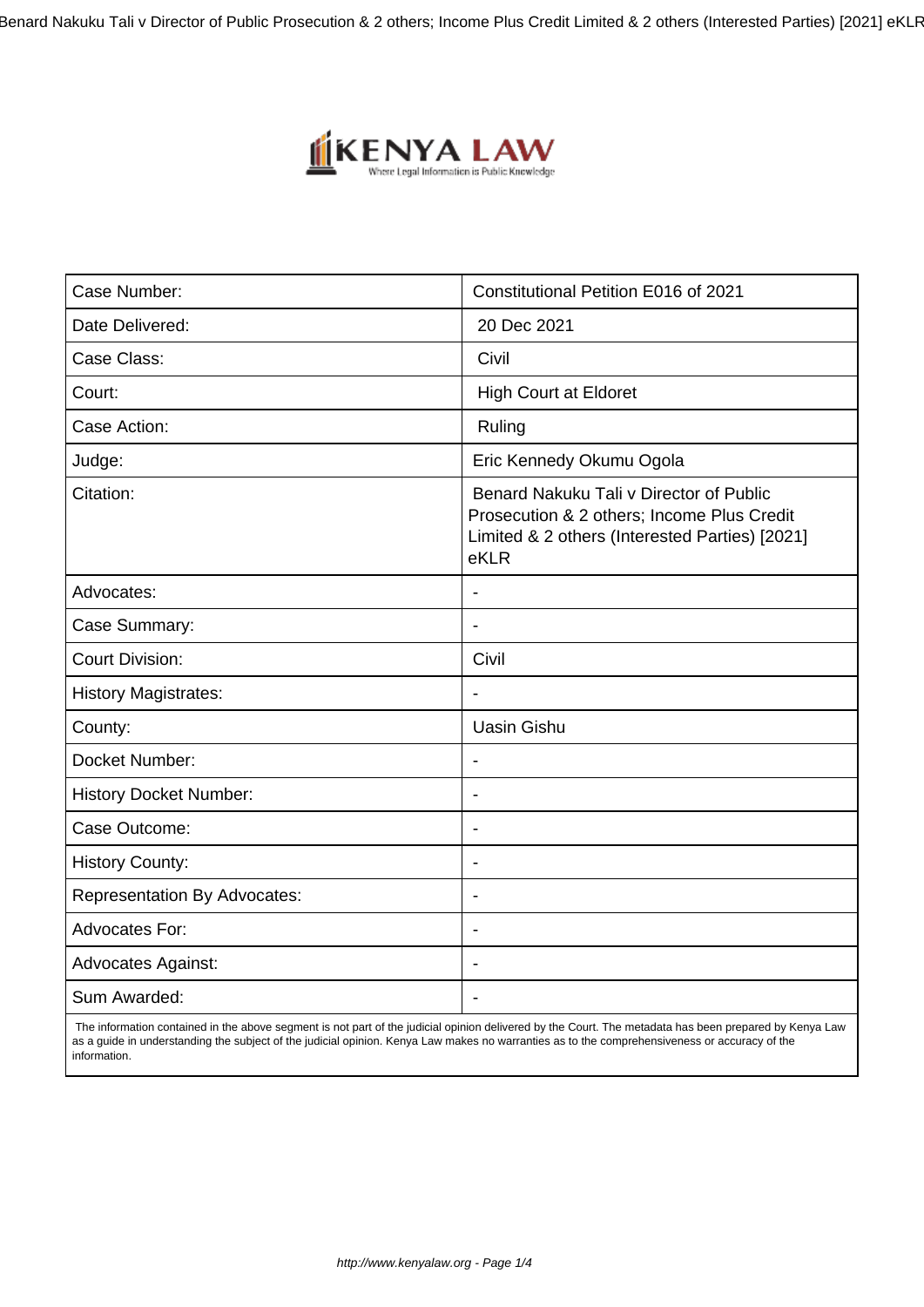| Case Number: | Constitutional Petition E016 of 2021 |
|---|---|
| Date Delivered: | 20 Dec 2021 |
| Case Class: | Civil |
| Court: | High Court at Eldoret |
| Case Action: | Ruling |
| Judge: | Eric Kennedy Okumu Ogola |
| Citation: | Benard Nakuku Tali v Director of Public Prosecution & 2 others; Income Plus Credit Limited & 2 others (Interested Parties) [2021] eKLR |
| Advocates: | - |
| Case Summary: | - |
| Court Division: | Civil |
| History Magistrates: | - |
| County: | Uasin Gishu |
| Docket Number: | - |
| History Docket Number: | - |
| Case Outcome: | - |
| History County: | - |
| Representation By Advocates: | - |
| Advocates For: | - |
| Advocates Against: | - |
| Sum Awarded: | - |

The information contained in the above segment is not part of the judicial opinion delivered by the Court. The metadata has been prepared by Kenya Law as a guide in understanding the subject of the judicial opinion. Kenya Law makes no warranties as to the comprehensiveness or accuracy of the information.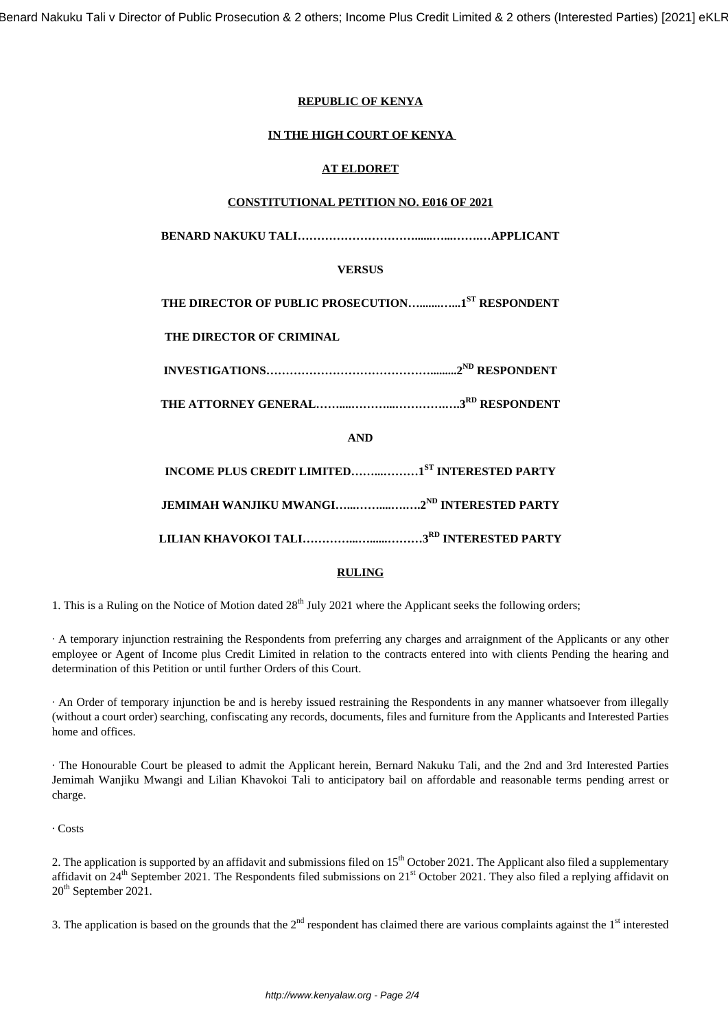**REPUBLIC OF KENYA**

**IN THE HIGH COURT OF KENYA**

**AT ELDORET**

**CONSTITUTIONAL PETITION NO. E016 OF 2021**

**BENARD NAKUKU TALI…………………………......…...…….…APPLICANT**

**VERSUS**

**THE DIRECTOR OF PUBLIC PROSECUTION…........…...1ST RESPONDENT**

**THE DIRECTOR OF CRIMINAL**

**INVESTIGATIONS……………………………………….........2ND RESPONDENT**

**THE ATTORNEY GENERAL……....………....…………….….3RD RESPONDENT**

**AND**

**INCOME PLUS CREDIT LIMITED……...………1ST INTERESTED PARTY**

**JEMIMAH WANJIKU MWANGI…...……...…….2ND INTERESTED PARTY**

**LILIAN KHAVOKOI TALI…………...….......………3RD INTERESTED PARTY**

**RULING**

1. This is a Ruling on the Notice of Motion dated 28th July 2021 where the Applicant seeks the following orders;

· A temporary injunction restraining the Respondents from preferring any charges and arraignment of the Applicants or any other employee or Agent of Income plus Credit Limited in relation to the contracts entered into with clients Pending the hearing and determination of this Petition or until further Orders of this Court.

· An Order of temporary injunction be and is hereby issued restraining the Respondents in any manner whatsoever from illegally (without a court order) searching, confiscating any records, documents, files and furniture from the Applicants and Interested Parties home and offices.

· The Honourable Court be pleased to admit the Applicant herein, Bernard Nakuku Tali, and the 2nd and 3rd Interested Parties Jemimah Wanjiku Mwangi and Lilian Khavokoi Tali to anticipatory bail on affordable and reasonable terms pending arrest or charge.

· Costs

2. The application is supported by an affidavit and submissions filed on 15th October 2021. The Applicant also filed a supplementary affidavit on 24th September 2021. The Respondents filed submissions on 21st October 2021. They also filed a replying affidavit on 20th September 2021.

3. The application is based on the grounds that the 2nd respondent has claimed there are various complaints against the 1st interested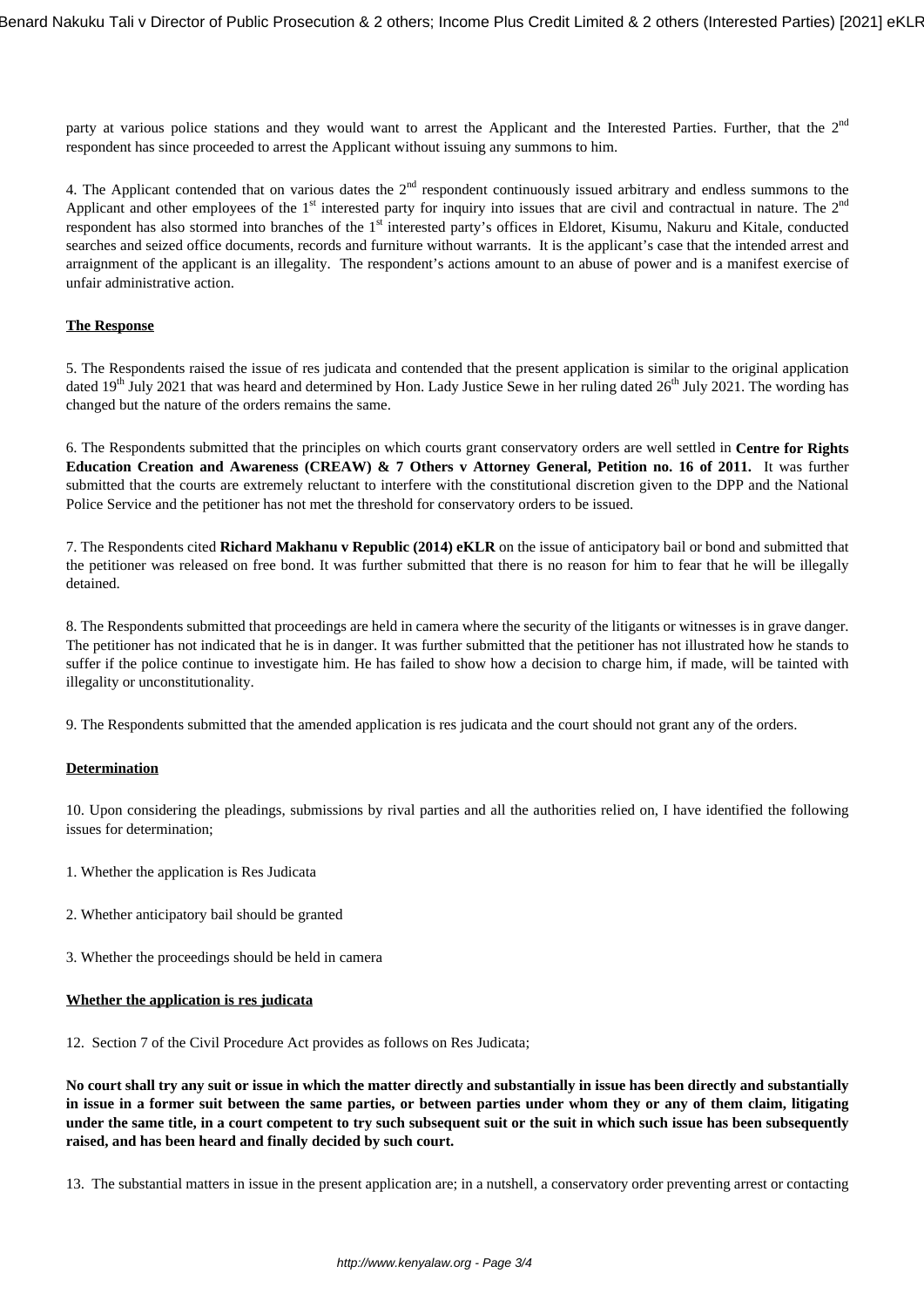party at various police stations and they would want to arrest the Applicant and the Interested Parties. Further, that the 2nd respondent has since proceeded to arrest the Applicant without issuing any summons to him.

4. The Applicant contended that on various dates the 2nd respondent continuously issued arbitrary and endless summons to the Applicant and other employees of the 1st interested party for inquiry into issues that are civil and contractual in nature. The 2nd respondent has also stormed into branches of the 1st interested party's offices in Eldoret, Kisumu, Nakuru and Kitale, conducted searches and seized office documents, records and furniture without warrants. It is the applicant's case that the intended arrest and arraignment of the applicant is an illegality. The respondent's actions amount to an abuse of power and is a manifest exercise of unfair administrative action.

**The Response**

5. The Respondents raised the issue of res judicata and contended that the present application is similar to the original application dated 19th July 2021 that was heard and determined by Hon. Lady Justice Sewe in her ruling dated 26th July 2021. The wording has changed but the nature of the orders remains the same.

6. The Respondents submitted that the principles on which courts grant conservatory orders are well settled in **Centre for Rights Education Creation and Awareness (CREAW) & 7 Others v Attorney General, Petition no. 16 of 2011.** It was further submitted that the courts are extremely reluctant to interfere with the constitutional discretion given to the DPP and the National Police Service and the petitioner has not met the threshold for conservatory orders to be issued.

7. The Respondents cited **Richard Makhanu v Republic (2014) eKLR** on the issue of anticipatory bail or bond and submitted that the petitioner was released on free bond. It was further submitted that there is no reason for him to fear that he will be illegally detained.

8. The Respondents submitted that proceedings are held in camera where the security of the litigants or witnesses is in grave danger. The petitioner has not indicated that he is in danger. It was further submitted that the petitioner has not illustrated how he stands to suffer if the police continue to investigate him. He has failed to show how a decision to charge him, if made, will be tainted with illegality or unconstitutionality.

9. The Respondents submitted that the amended application is res judicata and the court should not grant any of the orders.

**Determination**

10. Upon considering the pleadings, submissions by rival parties and all the authorities relied on, I have identified the following issues for determination;

1. Whether the application is Res Judicata

2. Whether anticipatory bail should be granted

3. Whether the proceedings should be held in camera

**Whether the application is res judicata**

12. Section 7 of the Civil Procedure Act provides as follows on Res Judicata;

**No court shall try any suit or issue in which the matter directly and substantially in issue has been directly and substantially in issue in a former suit between the same parties, or between parties under whom they or any of them claim, litigating under the same title, in a court competent to try such subsequent suit or the suit in which such issue has been subsequently raised, and has been heard and finally decided by such court.**

13. The substantial matters in issue in the present application are; in a nutshell, a conservatory order preventing arrest or contacting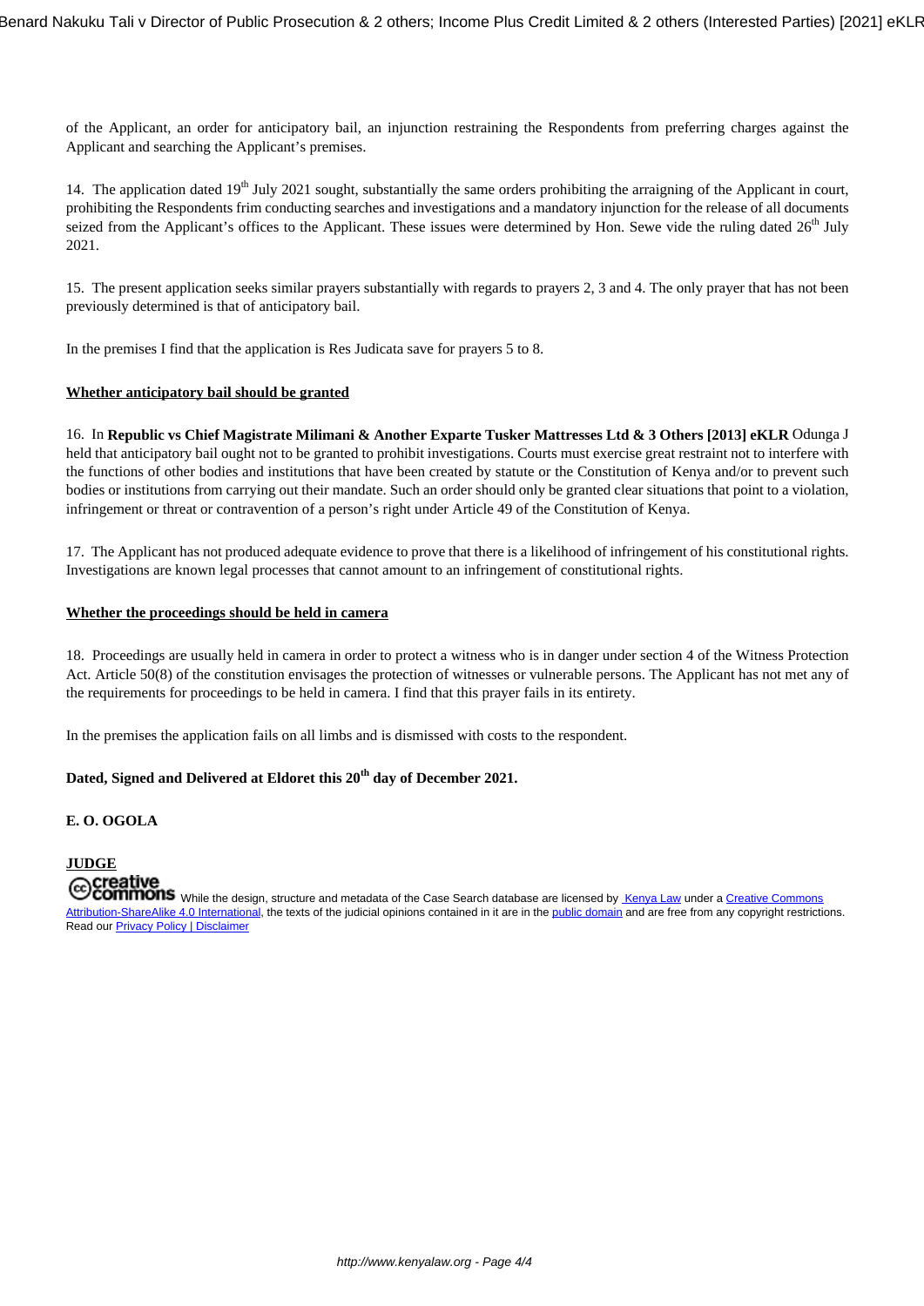of the Applicant, an order for anticipatory bail, an injunction restraining the Respondents from preferring charges against the Applicant and searching the Applicant's premises.

14. The application dated 19th July 2021 sought, substantially the same orders prohibiting the arraigning of the Applicant in court, prohibiting the Respondents frim conducting searches and investigations and a mandatory injunction for the release of all documents seized from the Applicant's offices to the Applicant. These issues were determined by Hon. Sewe vide the ruling dated 26th July 2021.

15. The present application seeks similar prayers substantially with regards to prayers 2, 3 and 4. The only prayer that has not been previously determined is that of anticipatory bail.

In the premises I find that the application is Res Judicata save for prayers 5 to 8.

**Whether anticipatory bail should be granted**

16. In **Republic vs Chief Magistrate Milimani & Another Exparte Tusker Mattresses Ltd & 3 Others [2013] eKLR** Odunga J held that anticipatory bail ought not to be granted to prohibit investigations. Courts must exercise great restraint not to interfere with the functions of other bodies and institutions that have been created by statute or the Constitution of Kenya and/or to prevent such bodies or institutions from carrying out their mandate. Such an order should only be granted clear situations that point to a violation, infringement or threat or contravention of a person's right under Article 49 of the Constitution of Kenya.

17. The Applicant has not produced adequate evidence to prove that there is a likelihood of infringement of his constitutional rights. Investigations are known legal processes that cannot amount to an infringement of constitutional rights.

**Whether the proceedings should be held in camera**

18. Proceedings are usually held in camera in order to protect a witness who is in danger under section 4 of the Witness Protection Act. Article 50(8) of the constitution envisages the protection of witnesses or vulnerable persons. The Applicant has not met any of the requirements for proceedings to be held in camera. I find that this prayer fails in its entirety.

In the premises the application fails on all limbs and is dismissed with costs to the respondent.

**Dated, Signed and Delivered at Eldoret this 20th day of December 2021.**

**E. O. OGOLA**

**JUDGE**

While the design, structure and metadata of the Case Search database are licensed by Kenya Law under a Creative Commons Attribution-ShareAlike 4.0 International, the texts of the judicial opinions contained in it are in the public domain and are free from any copyright restrictions. Read our Privacy Policy | Disclaimer